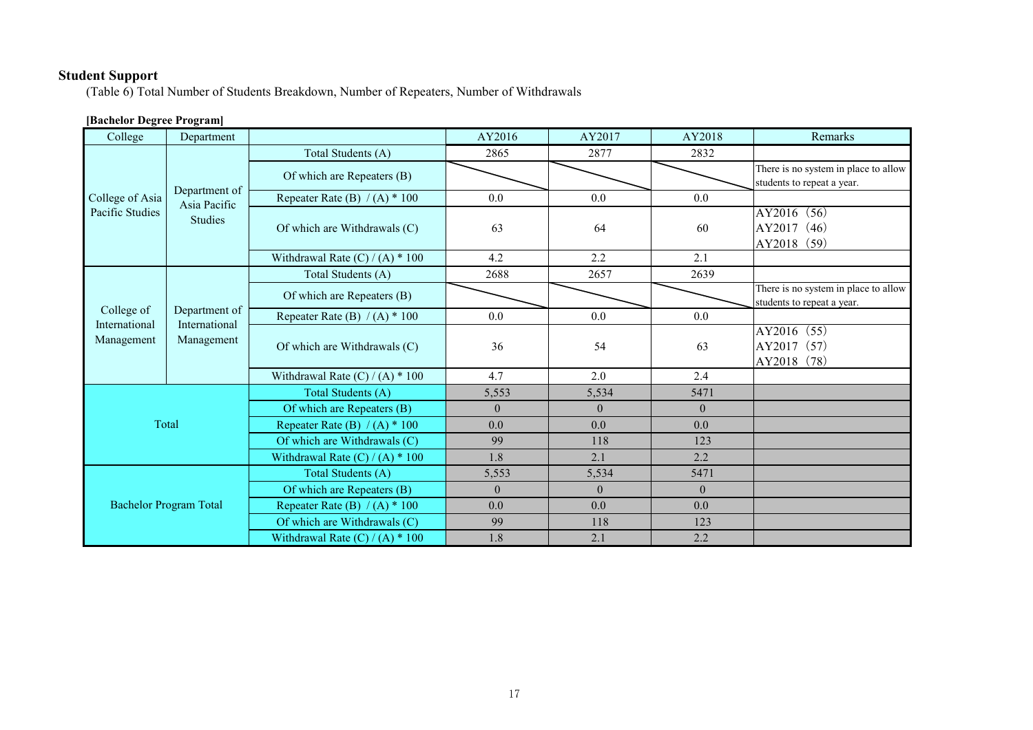## Student Support

(Table 6) Total Number of Students Breakdown, Number of Repeaters, Number of Withdrawals

**[Bachelor Degree Program]**

| College | Department | | AY2016 | AY2017 | AY2018 | Remarks |
|---|---|---|---|---|---|---|
| College of Asia Pacific Studies | Department of Asia Pacific Studies | Total Students (A) | 2865 | 2877 | 2832 | |
| | | Of which are Repeaters (B) | | | | There is no system in place to allow students to repeat a year. |
| | | Repeater Rate (B) / (A) * 100 | 0.0 | 0.0 | 0.0 | |
| | | Of which are Withdrawals (C) | 63 | 64 | 60 | AY2016（56）<br>AY2017（46）<br>AY2018（59） |
| | | Withdrawal Rate (C) / (A) * 100 | 4.2 | 2.2 | 2.1 | |
| College of International Management | Department of International Management | Total Students (A) | 2688 | 2657 | 2639 | |
| | | Of which are Repeaters (B) | | | | There is no system in place to allow students to repeat a year. |
| | | Repeater Rate (B) / (A) * 100 | 0.0 | 0.0 | 0.0 | |
| | | Of which are Withdrawals (C) | 36 | 54 | 63 | AY2016（55）<br>AY2017（57）<br>AY2018（78） |
| | | Withdrawal Rate (C) / (A) * 100 | 4.7 | 2.0 | 2.4 | |
| Total | | Total Students (A) | 5,553 | 5,534 | 5471 | |
| | | Of which are Repeaters (B) | 0 | 0 | 0 | |
| | | Repeater Rate (B) / (A) * 100 | 0.0 | 0.0 | 0.0 | |
| | | Of which are Withdrawals (C) | 99 | 118 | 123 | |
| | | Withdrawal Rate (C) / (A) * 100 | 1.8 | 2.1 | 2.2 | |
| Bachelor Program Total | | Total Students (A) | 5,553 | 5,534 | 5471 | |
| | | Of which are Repeaters (B) | 0 | 0 | 0 | |
| | | Repeater Rate (B) / (A) * 100 | 0.0 | 0.0 | 0.0 | |
| | | Of which are Withdrawals (C) | 99 | 118 | 123 | |
| | | Withdrawal Rate (C) / (A) * 100 | 1.8 | 2.1 | 2.2 | |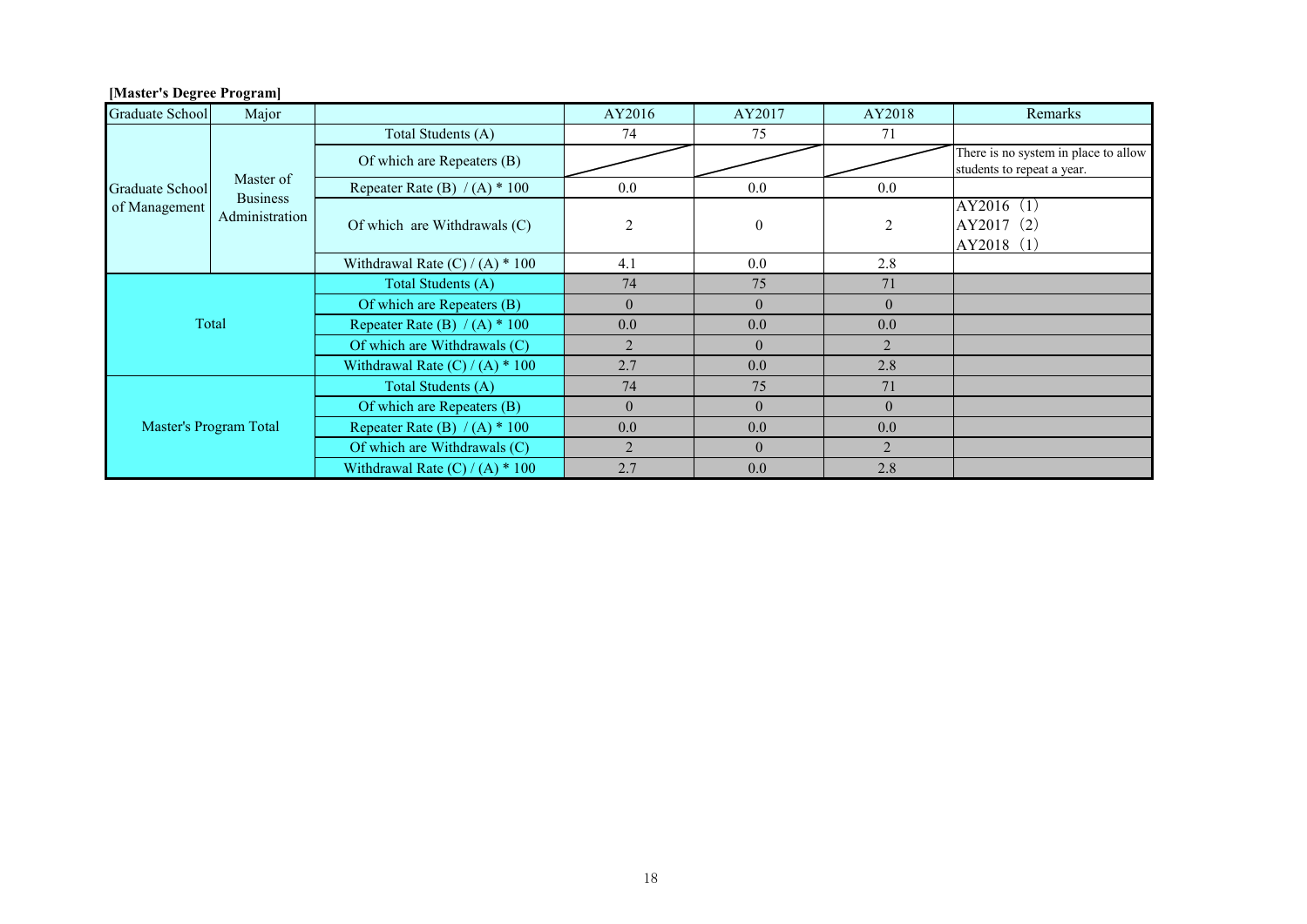**[Master's Degree Program]**

| Graduate School | Major | | AY2016 | AY2017 | AY2018 | Remarks |
|---|---|---|---|---|---|---|
| Graduate School of Management | Master of Business Administration | Total Students (A) | 74 | 75 | 71 | |
| | | Of which are Repeaters (B) | | | | There is no system in place to allow students to repeat a year. |
| | | Repeater Rate (B) / (A) * 100 | 0.0 | 0.0 | 0.0 | |
| | | Of which are Withdrawals (C) | 2 | 0 | 2 | AY2016 (1) AY2017 (2) AY2018 (1) |
| | | Withdrawal Rate (C) / (A) * 100 | 4.1 | 0.0 | 2.8 | |
| Total | | Total Students (A) | 74 | 75 | 71 | |
| | | Of which are Repeaters (B) | 0 | 0 | 0 | |
| | | Repeater Rate (B) / (A) * 100 | 0.0 | 0.0 | 0.0 | |
| | | Of which are Withdrawals (C) | 2 | 0 | 2 | |
| | | Withdrawal Rate (C) / (A) * 100 | 2.7 | 0.0 | 2.8 | |
| Master's Program Total | | Total Students (A) | 74 | 75 | 71 | |
| | | Of which are Repeaters (B) | 0 | 0 | 0 | |
| | | Repeater Rate (B) / (A) * 100 | 0.0 | 0.0 | 0.0 | |
| | | Of which are Withdrawals (C) | 2 | 0 | 2 | |
| | | Withdrawal Rate (C) / (A) * 100 | 2.7 | 0.0 | 2.8 | |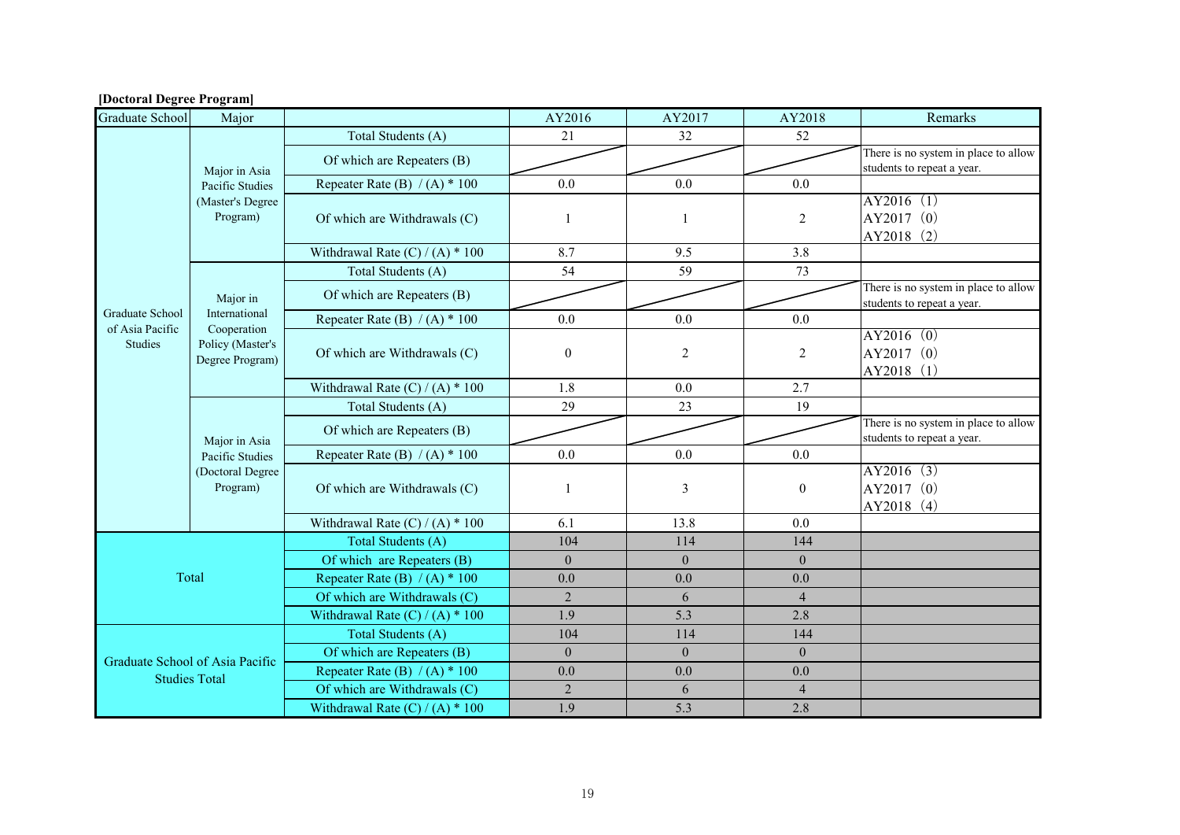**[Doctoral Degree Program]**

| Graduate School | Major | | AY2016 | AY2017 | AY2018 | Remarks |
|---|---|---|---|---|---|---|
| Graduate School of Asia Pacific Studies | Major in Asia Pacific Studies (Master's Degree Program) | Total Students (A) | 21 | 32 | 52 | |
| | | Of which are Repeaters (B) | | | | There is no system in place to allow students to repeat a year. |
| | | Repeater Rate (B) / (A) * 100 | 0.0 | 0.0 | 0.0 | |
| | | Of which are Withdrawals (C) | 1 | 1 | 2 | AY2016 (1) AY2017 (0) AY2018 (2) |
| | | Withdrawal Rate (C) / (A) * 100 | 8.7 | 9.5 | 3.8 | |
| | Major in International Cooperation Policy (Master's Degree Program) | Total Students (A) | 54 | 59 | 73 | |
| | | Of which are Repeaters (B) | | | | There is no system in place to allow students to repeat a year. |
| | | Repeater Rate (B) / (A) * 100 | 0.0 | 0.0 | 0.0 | |
| | | Of which are Withdrawals (C) | 0 | 2 | 2 | AY2016 (0) AY2017 (0) AY2018 (1) |
| | | Withdrawal Rate (C) / (A) * 100 | 1.8 | 0.0 | 2.7 | |
| | Major in Asia Pacific Studies (Doctoral Degree Program) | Total Students (A) | 29 | 23 | 19 | |
| | | Of which are Repeaters (B) | | | | There is no system in place to allow students to repeat a year. |
| | | Repeater Rate (B) / (A) * 100 | 0.0 | 0.0 | 0.0 | |
| | | Of which are Withdrawals (C) | 1 | 3 | 0 | AY2016 (3) AY2017 (0) AY2018 (4) |
| | | Withdrawal Rate (C) / (A) * 100 | 6.1 | 13.8 | 0.0 | |
| Total | | Total Students (A) | 104 | 114 | 144 | |
| | | Of which are Repeaters (B) | 0 | 0 | 0 | |
| | | Repeater Rate (B) / (A) * 100 | 0.0 | 0.0 | 0.0 | |
| | | Of which are Withdrawals (C) | 2 | 6 | 4 | |
| | | Withdrawal Rate (C) / (A) * 100 | 1.9 | 5.3 | 2.8 | |
| Graduate School of Asia Pacific Studies Total | | Total Students (A) | 104 | 114 | 144 | |
| | | Of which are Repeaters (B) | 0 | 0 | 0 | |
| | | Repeater Rate (B) / (A) * 100 | 0.0 | 0.0 | 0.0 | |
| | | Of which are Withdrawals (C) | 2 | 6 | 4 | |
| | | Withdrawal Rate (C) / (A) * 100 | 1.9 | 5.3 | 2.8 | |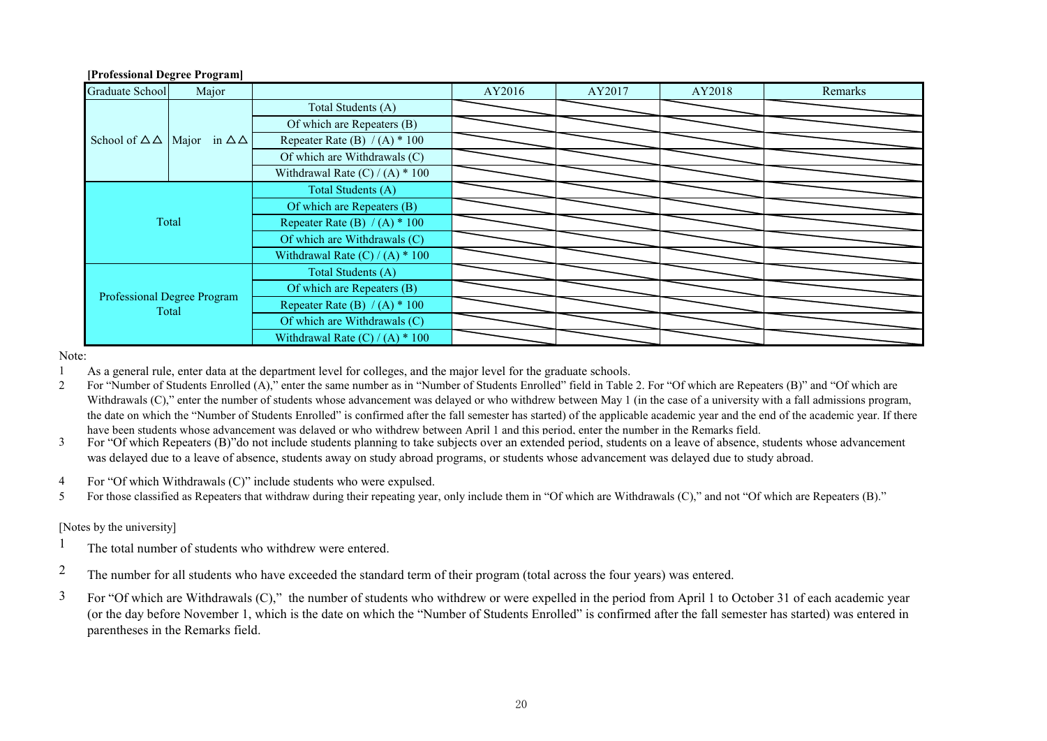**[Professional Degree Program]**

| Graduate School | Major | | AY2016 | AY2017 | AY2018 | Remarks |
|---|---|---|---|---|---|---|
| School of △△ | Major in △△ | Total Students (A) | | | | |
| | | Of which are Repeaters (B) | | | | |
| | | Repeater Rate (B) / (A) * 100 | | | | |
| | | Of which are Withdrawals (C) | | | | |
| | | Withdrawal Rate (C) / (A) * 100 | | | | |
| Total | | Total Students (A) | | | | |
| | | Of which are Repeaters (B) | | | | |
| | | Repeater Rate (B) / (A) * 100 | | | | |
| | | Of which are Withdrawals (C) | | | | |
| | | Withdrawal Rate (C) / (A) * 100 | | | | |
| Professional Degree Program Total | | Total Students (A) | | | | |
| | | Of which are Repeaters (B) | | | | |
| | | Repeater Rate (B) / (A) * 100 | | | | |
| | | Of which are Withdrawals (C) | | | | |
| | | Withdrawal Rate (C) / (A) * 100 | | | | |

Note:

1. As a general rule, enter data at the department level for colleges, and the major level for the graduate schools.
2. For "Number of Students Enrolled (A)," enter the same number as in "Number of Students Enrolled" field in Table 2. For "Of which are Repeaters (B)" and "Of which are Withdrawals (C)," enter the number of students whose advancement was delayed or who withdrew between May 1 (in the case of a university with a fall admissions program, the date on which the "Number of Students Enrolled" is confirmed after the fall semester has started) of the applicable academic year and the end of the academic year. If there have been students whose advancement was delayed or who withdrew between April 1 and this period, enter the number in the Remarks field.
3. For "Of which Repeaters (B)"do not include students planning to take subjects over an extended period, students on a leave of absence, students whose advancement was delayed due to a leave of absence, students away on study abroad programs, or students whose advancement was delayed due to study abroad.
4. For "Of which Withdrawals (C)" include students who were expulsed.
5. For those classified as Repeaters that withdraw during their repeating year, only include them in "Of which are Withdrawals (C)," and not "Of which are Repeaters (B)."

[Notes by the university]

1. The total number of students who withdrew were entered.
2. The number for all students who have exceeded the standard term of their program (total across the four years) was entered.
3. For "Of which are Withdrawals (C)," the number of students who withdrew or were expelled in the period from April 1 to October 31 of each academic year (or the day before November 1, which is the date on which the "Number of Students Enrolled" is confirmed after the fall semester has started) was entered in parentheses in the Remarks field.